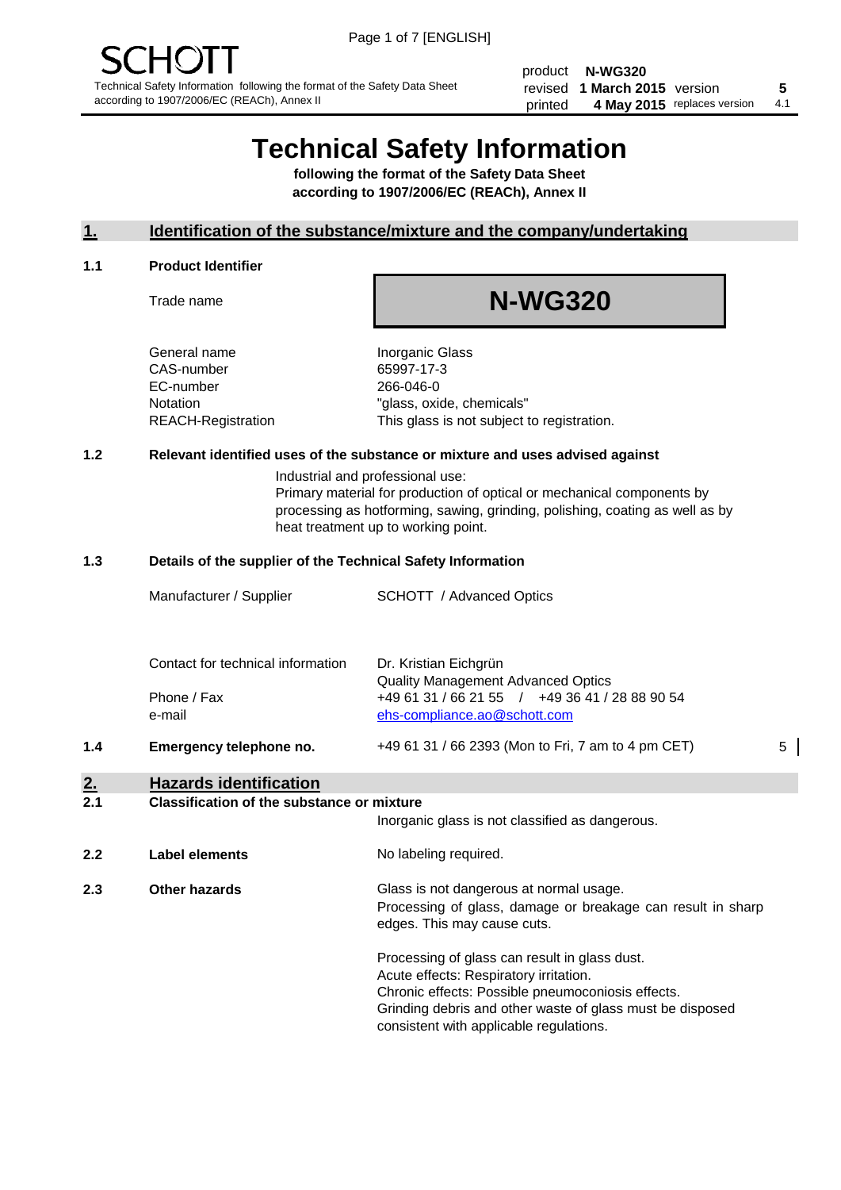SCHOTT

Technical Safety Information following the format of the Safety Data Sheet according to 1907/2006/EC (REACh), Annex II

| | | | |
|---|---|---|---|
| product | **N-WG320** | | |
| revised | **1 March 2015** | version | **5** |
| printed | **4 May 2015** | replaces version | 4.1 |

# Technical Safety Information

**following the format of the Safety Data Sheet according to 1907/2006/EC (REACh), Annex II**

## 1. Identification of the substance/mixture and the company/undertaking

### 1.1 Product Identifier

| | |
|---|---|
| Trade name | **N-WG320** |
| General name | Inorganic Glass |
| CAS-number | 65997-17-3 |
| EC-number | 266-046-0 |
| Notation | "glass, oxide, chemicals" |
| REACH-Registration | This glass is not subject to registration. |

### 1.2 Relevant identified uses of the substance or mixture and uses advised against

Industrial and professional use:
Primary material for production of optical or mechanical components by processing as hotforming, sawing, grinding, polishing, coating as well as by heat treatment up to working point.

### 1.3 Details of the supplier of the Technical Safety Information

| | |
|---|---|
| Manufacturer / Supplier | SCHOTT / Advanced Optics |
| Contact for technical information | Dr. Kristian Eichgrün<br>Quality Management Advanced Optics |
| Phone / Fax | +49 61 31 / 66 21 55 / +49 36 41 / 28 88 90 54 |
| e-mail | ehs-compliance.ao@schott.com |

### 1.4 Emergency telephone no.

+49 61 31 / 66 2393 (Mon to Fri, 7 am to 4 pm CET) 5

## 2. Hazards identification

### 2.1 Classification of the substance or mixture

Inorganic glass is not classified as dangerous.

### 2.2 Label elements

No labeling required.

### 2.3 Other hazards

Glass is not dangerous at normal usage.
Processing of glass, damage or breakage can result in sharp edges. This may cause cuts.

Processing of glass can result in glass dust.
Acute effects: Respiratory irritation.
Chronic effects: Possible pneumoconiosis effects.
Grinding debris and other waste of glass must be disposed consistent with applicable regulations.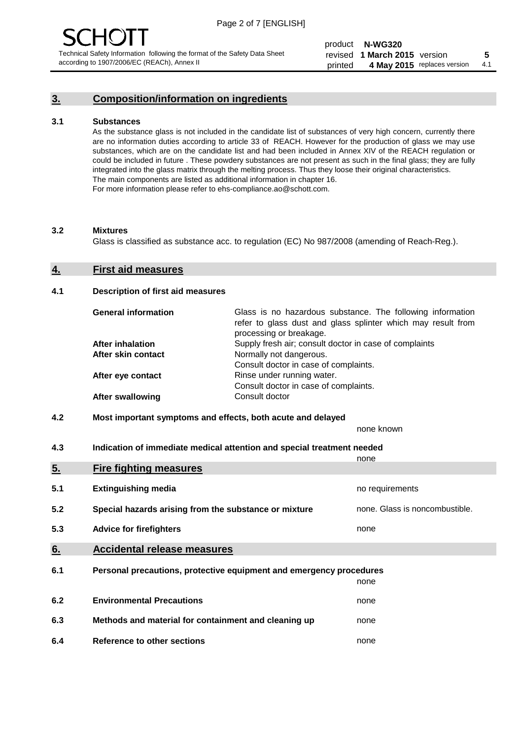## 3. Composition/information on ingredients

### 3.1 Substances

As the substance glass is not included in the candidate list of substances of very high concern, currently there are no information duties according to article 33 of REACH. However for the production of glass we may use substances, which are on the candidate list and had been included in Annex XIV of the REACH regulation or could be included in future . These powdery substances are not present as such in the final glass; they are fully integrated into the glass matrix through the melting process. Thus they loose their original characteristics. The main components are listed as additional information in chapter 16.
For more information please refer to ehs-compliance.ao@schott.com.

### 3.2 Mixtures

Glass is classified as substance acc. to regulation (EC) No 987/2008 (amending of Reach-Reg.).

## 4. First aid measures

### 4.1 Description of first aid measures

| | |
|---|---|
| **General information** | Glass is no hazardous substance. The following information refer to glass dust and glass splinter which may result from processing or breakage. |
| **After inhalation** | Supply fresh air; consult doctor in case of complaints |
| **After skin contact** | Normally not dangerous. Consult doctor in case of complaints. |
| **After eye contact** | Rinse under running water. Consult doctor in case of complaints. |
| **After swallowing** | Consult doctor |

### 4.2 Most important symptoms and effects, both acute and delayed

none known

### 4.3 Indication of immediate medical attention and special treatment needed

none

## 5. Fire fighting measures

| | | |
|---|---|---|
| 5.1 | **Extinguishing media** | no requirements |
| 5.2 | **Special hazards arising from the substance or mixture** | none. Glass is noncombustible. |
| 5.3 | **Advice for firefighters** | none |

## 6. Accidental release measures

| | | |
|---|---|---|
| 6.1 | **Personal precautions, protective equipment and emergency procedures** | none |
| 6.2 | **Environmental Precautions** | none |
| 6.3 | **Methods and material for containment and cleaning up** | none |
| 6.4 | **Reference to other sections** | none |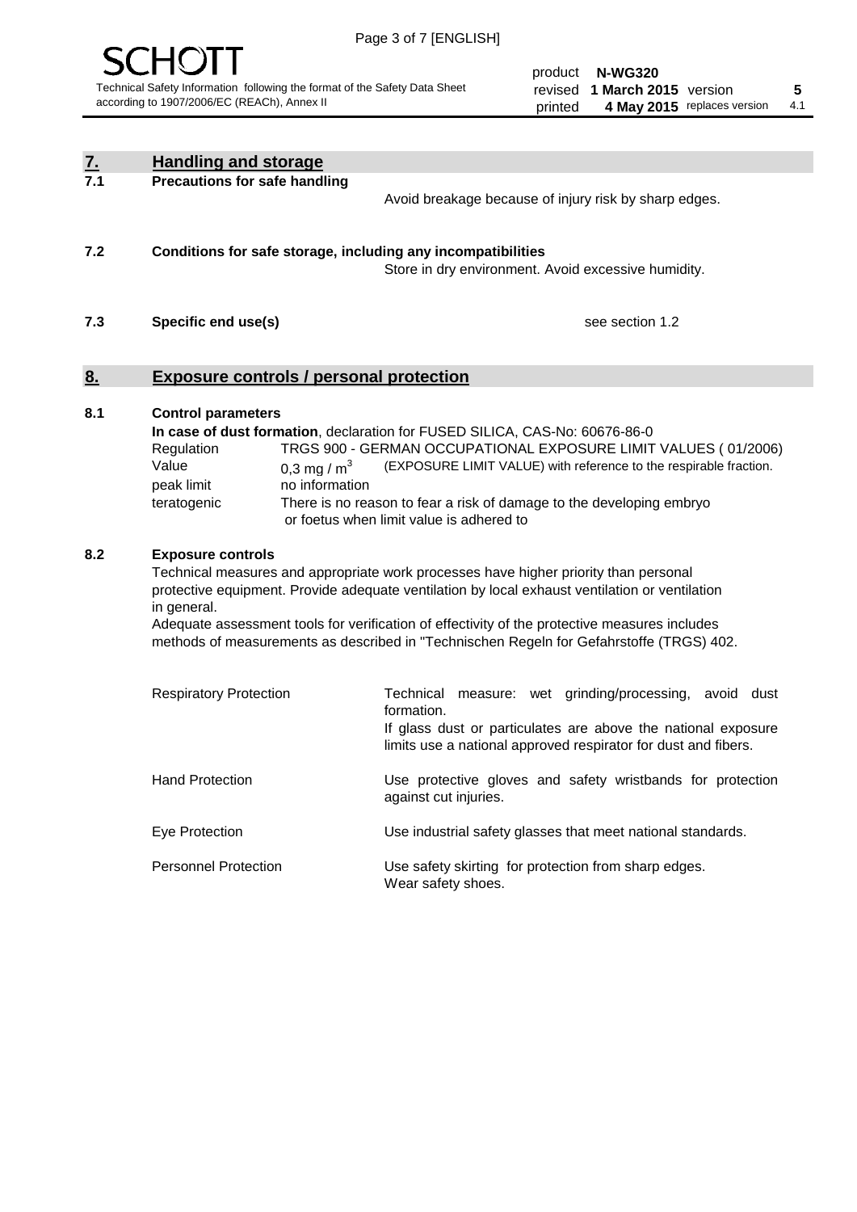## 7. Handling and storage

### 7.1 Precautions for safe handling

Avoid breakage because of injury risk by sharp edges.

### 7.2 Conditions for safe storage, including any incompatibilities

Store in dry environment. Avoid excessive humidity.

### 7.3 Specific end use(s)

see section 1.2

## 8. Exposure controls / personal protection

### 8.1 Control parameters

**In case of dust formation**, declaration for FUSED SILICA, CAS-No: 60676-86-0

| | |
|---|---|
| Regulation | TRGS 900 - GERMAN OCCUPATIONAL EXPOSURE LIMIT VALUES ( 01/2006) |
| Value | 0,3 mg / $m^3$ (EXPOSURE LIMIT VALUE) with reference to the respirable fraction. |
| peak limit | no information |
| teratogenic | There is no reason to fear a risk of damage to the developing embryo or foetus when limit value is adhered to |

### 8.2 Exposure controls

Technical measures and appropriate work processes have higher priority than personal protective equipment. Provide adequate ventilation by local exhaust ventilation or ventilation in general.

Adequate assessment tools for verification of effectivity of the protective measures includes methods of measurements as described in "Technischen Regeln for Gefahrstoffe (TRGS) 402.

| | |
|---|---|
| Respiratory Protection | Technical measure: wet grinding/processing, avoid dust formation. If glass dust or particulates are above the national exposure limits use a national approved respirator for dust and fibers. |
| Hand Protection | Use protective gloves and safety wristbands for protection against cut injuries. |
| Eye Protection | Use industrial safety glasses that meet national standards. |
| Personnel Protection | Use safety skirting for protection from sharp edges. Wear safety shoes. |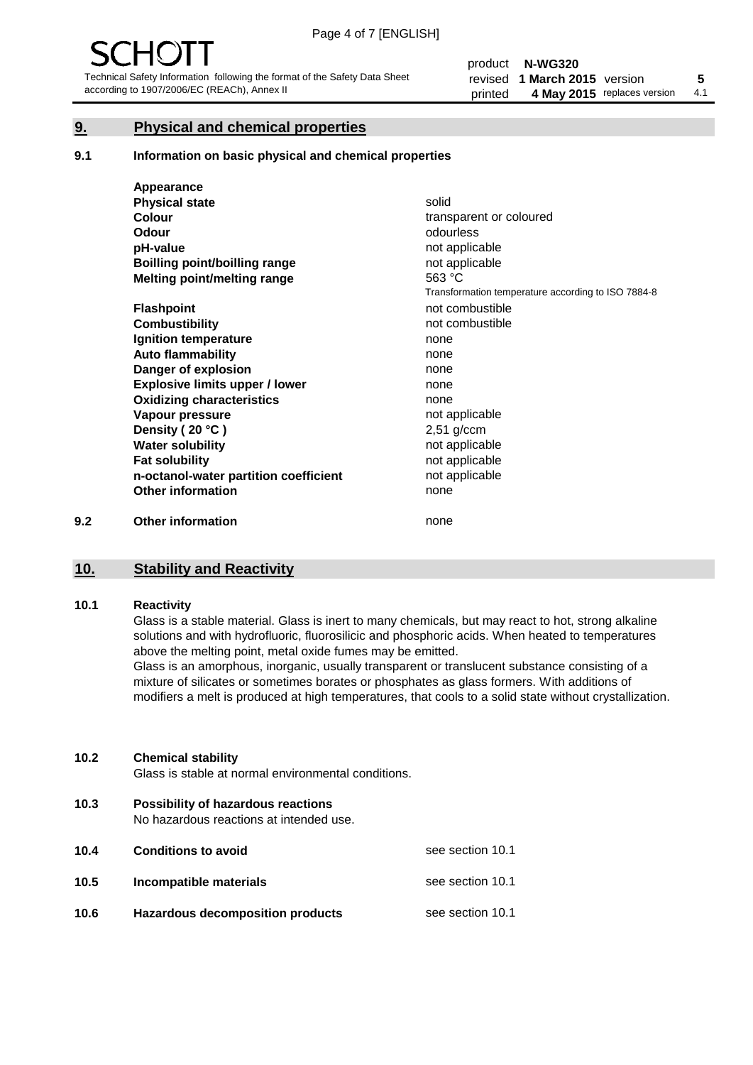## 9. Physical and chemical properties

### 9.1 Information on basic physical and chemical properties

| Property | Value |
|---|---|
| **Appearance** | |
| **Physical state** | solid |
| **Colour** | transparent or coloured |
| **Odour** | odourless |
| **pH-value** | not applicable |
| **Boilling point/boilling range** | not applicable |
| **Melting point/melting range** | 563 °C<br>Transformation temperature according to ISO 7884-8 |
| **Flashpoint** | not combustible |
| **Combustibility** | not combustible |
| **Ignition temperature** | none |
| **Auto flammability** | none |
| **Danger of explosion** | none |
| **Explosive limits upper / lower** | none |
| **Oxidizing characteristics** | none |
| **Vapour pressure** | not applicable |
| **Density ( 20 °C )** | 2,51 g/ccm |
| **Water solubility** | not applicable |
| **Fat solubility** | not applicable |
| **n-octanol-water partition coefficient** | not applicable |
| **Other information** | none |

### 9.2 Other information

none

## 10. Stability and Reactivity

### 10.1 Reactivity

Glass is a stable material. Glass is inert to many chemicals, but may react to hot, strong alkaline solutions and with hydrofluoric, fluorosilicic and phosphoric acids. When heated to temperatures above the melting point, metal oxide fumes may be emitted.

Glass is an amorphous, inorganic, usually transparent or translucent substance consisting of a mixture of silicates or sometimes borates or phosphates as glass formers. With additions of modifiers a melt is produced at high temperatures, that cools to a solid state without crystallization.

### 10.2 Chemical stability

Glass is stable at normal environmental conditions.

### 10.3 Possibility of hazardous reactions

No hazardous reactions at intended use.

### 10.4 Conditions to avoid

see section 10.1

### 10.5 Incompatible materials

see section 10.1

### 10.6 Hazardous decomposition products

see section 10.1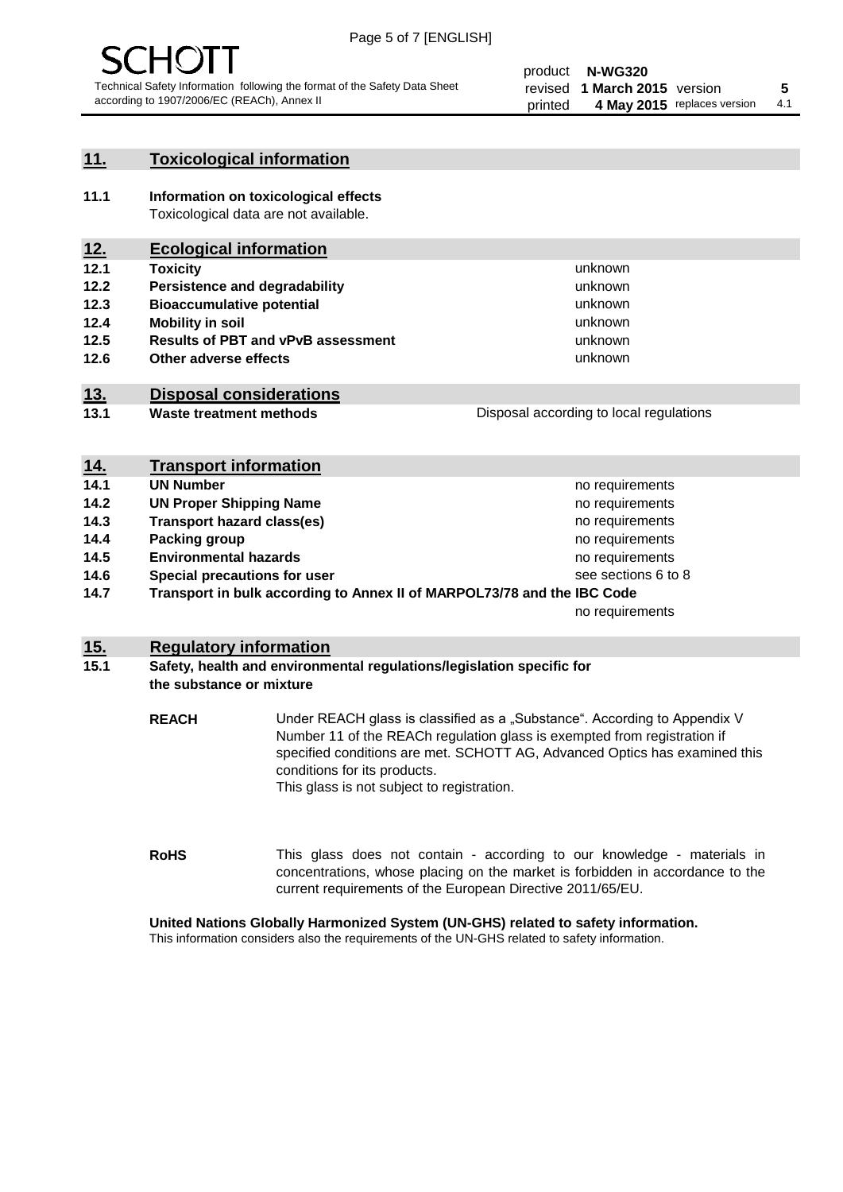## 11. Toxicological information

**11.1 Information on toxicological effects**

Toxicological data are not available.

## 12. Ecological information

| | | |
|---|---|---|
| **12.1** | **Toxicity** | unknown |
| **12.2** | **Persistence and degradability** | unknown |
| **12.3** | **Bioaccumulative potential** | unknown |
| **12.4** | **Mobility in soil** | unknown |
| **12.5** | **Results of PBT and vPvB assessment** | unknown |
| **12.6** | **Other adverse effects** | unknown |

## 13. Disposal considerations

| | | |
|---|---|---|
| **13.1** | **Waste treatment methods** | Disposal according to local regulations |

## 14. Transport information

| | | |
|---|---|---|
| **14.1** | **UN Number** | no requirements |
| **14.2** | **UN Proper Shipping Name** | no requirements |
| **14.3** | **Transport hazard class(es)** | no requirements |
| **14.4** | **Packing group** | no requirements |
| **14.5** | **Environmental hazards** | no requirements |
| **14.6** | **Special precautions for user** | see sections 6 to 8 |
| **14.7** | **Transport in bulk according to Annex II of MARPOL73/78 and the IBC Code** | no requirements |

## 15. Regulatory information

**15.1 Safety, health and environmental regulations/legislation specific for the substance or mixture**

**REACH** Under REACH glass is classified as a „Substance". According to Appendix V Number 11 of the REACh regulation glass is exempted from registration if specified conditions are met. SCHOTT AG, Advanced Optics has examined this conditions for its products.
This glass is not subject to registration.

**RoHS** This glass does not contain - according to our knowledge - materials in concentrations, whose placing on the market is forbidden in accordance to the current requirements of the European Directive 2011/65/EU.

**United Nations Globally Harmonized System (UN-GHS) related to safety information.**

This information considers also the requirements of the UN-GHS related to safety information.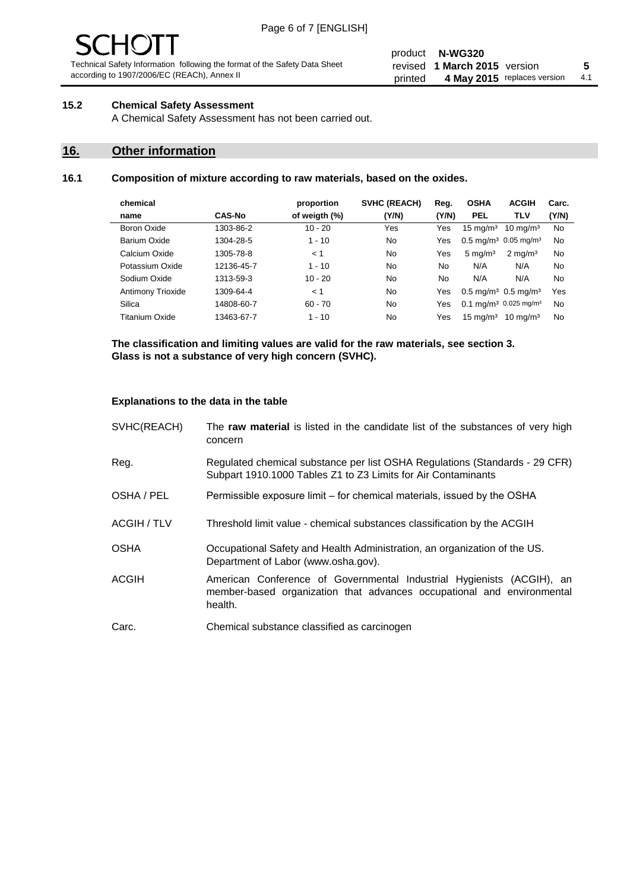### 15.2 Chemical Safety Assessment

A Chemical Safety Assessment has not been carried out.

## 16. Other information

### 16.1 Composition of mixture according to raw materials, based on the oxides.

| chemical name | CAS-No | proportion of weigth (%) | SVHC (REACH) (Y/N) | Reg. (Y/N) | OSHA PEL | ACGIH TLV | Carc. (Y/N) |
|---|---|---|---|---|---|---|---|
| Boron Oxide | 1303-86-2 | 10 - 20 | Yes | Yes | 15 mg/m³ | 10 mg/m³ | No |
| Barium Oxide | 1304-28-5 | 1 - 10 | No | Yes | 0.5 mg/m³ | 0.05 mg/m³ | No |
| Calcium Oxide | 1305-78-8 | < 1 | No | Yes | 5 mg/m³ | 2 mg/m³ | No |
| Potassium Oxide | 12136-45-7 | 1 - 10 | No | No | N/A | N/A | No |
| Sodium Oxide | 1313-59-3 | 10 - 20 | No | No | N/A | N/A | No |
| Antimony Trioxide | 1309-64-4 | < 1 | No | Yes | 0.5 mg/m³ | 0.5 mg/m³ | Yes |
| Silica | 14808-60-7 | 60 - 70 | No | Yes | 0.1 mg/m³ | 0.025 mg/m³ | No |
| Titanium Oxide | 13463-67-7 | 1 - 10 | No | Yes | 15 mg/m³ | 10 mg/m³ | No |

**The classification and limiting values are valid for the raw materials, see section 3.**
**Glass is not a substance of very high concern (SVHC).**

**Explanations to the data in the table**

SVHC(REACH) — The **raw material** is listed in the candidate list of the substances of very high concern

Reg. — Regulated chemical substance per list OSHA Regulations (Standards - 29 CFR) Subpart 1910.1000 Tables Z1 to Z3 Limits for Air Contaminants

OSHA / PEL — Permissible exposure limit – for chemical materials, issued by the OSHA

ACGIH / TLV — Threshold limit value - chemical substances classification by the ACGIH

OSHA — Occupational Safety and Health Administration, an organization of the US. Department of Labor (www.osha.gov).

ACGIH — American Conference of Governmental Industrial Hygienists (ACGIH), an member-based organization that advances occupational and environmental health.

Carc. — Chemical substance classified as carcinogen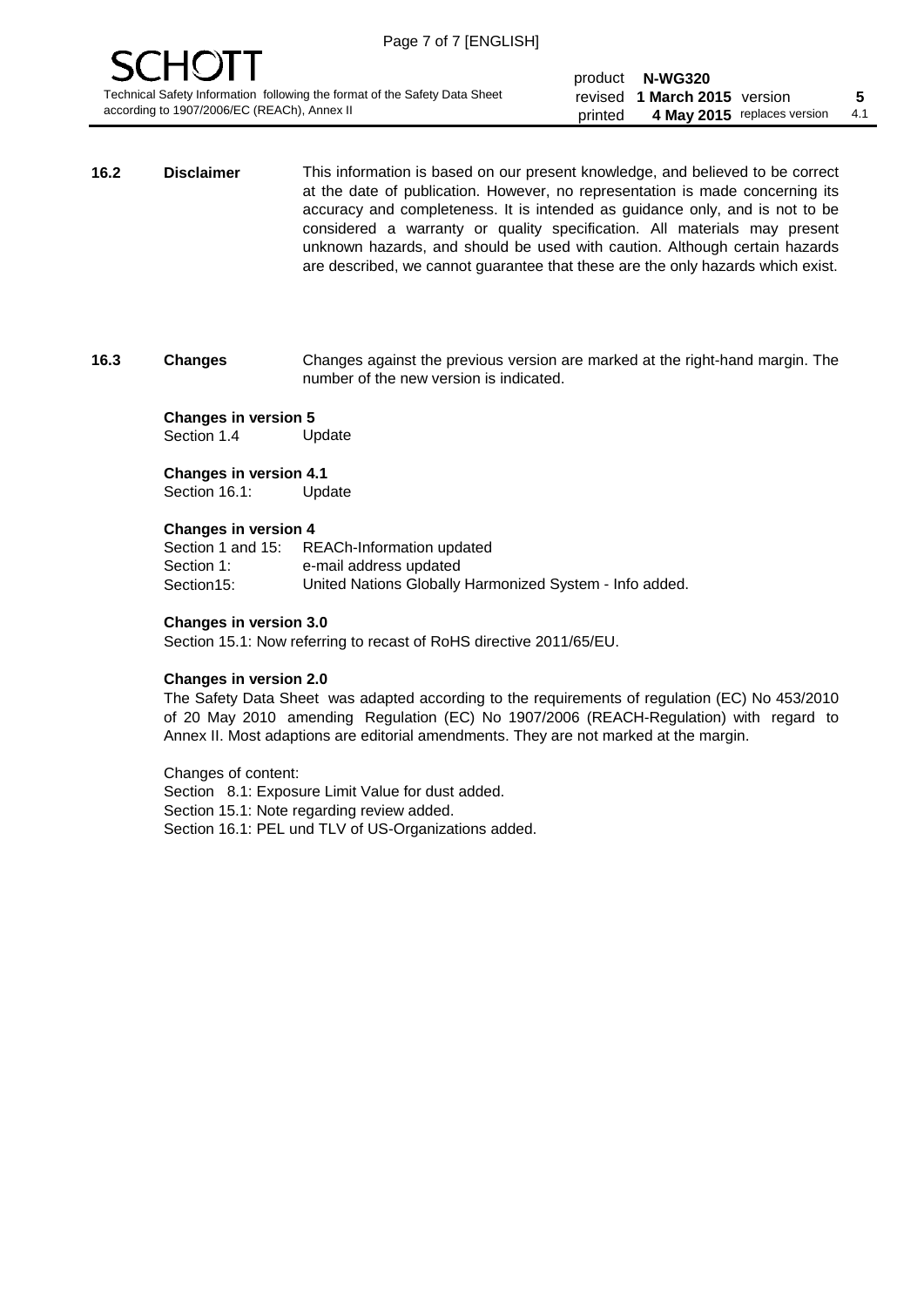**16.2 Disclaimer**

This information is based on our present knowledge, and believed to be correct at the date of publication. However, no representation is made concerning its accuracy and completeness. It is intended as guidance only, and is not to be considered a warranty or quality specification. All materials may present unknown hazards, and should be used with caution. Although certain hazards are described, we cannot guarantee that these are the only hazards which exist.

**16.3 Changes**

Changes against the previous version are marked at the right-hand margin. The number of the new version is indicated.

**Changes in version 5**

Section 1.4 Update

**Changes in version 4.1**

Section 16.1: Update

**Changes in version 4**

| | |
|---|---|
| Section 1 and 15: | REACh-Information updated |
| Section 1: | e-mail address updated |
| Section15: | United Nations Globally Harmonized System - Info added. |

**Changes in version 3.0**

Section 15.1: Now referring to recast of RoHS directive 2011/65/EU.

**Changes in version 2.0**

The Safety Data Sheet was adapted according to the requirements of regulation (EC) No 453/2010 of 20 May 2010 amending Regulation (EC) No 1907/2006 (REACH-Regulation) with regard to Annex II. Most adaptions are editorial amendments. They are not marked at the margin.

Changes of content:
Section 8.1: Exposure Limit Value for dust added.
Section 15.1: Note regarding review added.
Section 16.1: PEL und TLV of US-Organizations added.